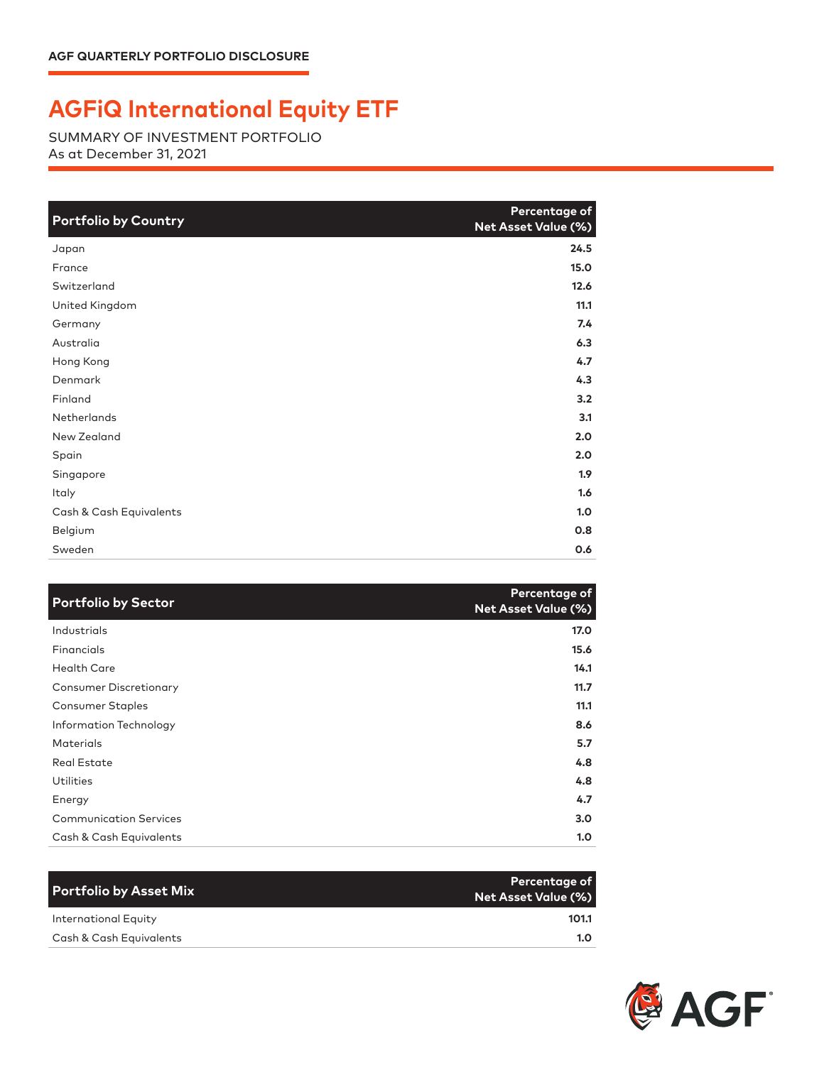AGF QUARTERLY PORTFOLIO DISCLOSURE

# AGFiQ International Equity ETF

SUMMARY OF INVESTMENT PORTFOLIO
As at December 31, 2021

| Portfolio by Country | Percentage of Net Asset Value (%) |
|---|---|
| Japan | 24.5 |
| France | 15.0 |
| Switzerland | 12.6 |
| United Kingdom | 11.1 |
| Germany | 7.4 |
| Australia | 6.3 |
| Hong Kong | 4.7 |
| Denmark | 4.3 |
| Finland | 3.2 |
| Netherlands | 3.1 |
| New Zealand | 2.0 |
| Spain | 2.0 |
| Singapore | 1.9 |
| Italy | 1.6 |
| Cash & Cash Equivalents | 1.0 |
| Belgium | 0.8 |
| Sweden | 0.6 |

| Portfolio by Sector | Percentage of Net Asset Value (%) |
|---|---|
| Industrials | 17.0 |
| Financials | 15.6 |
| Health Care | 14.1 |
| Consumer Discretionary | 11.7 |
| Consumer Staples | 11.1 |
| Information Technology | 8.6 |
| Materials | 5.7 |
| Real Estate | 4.8 |
| Utilities | 4.8 |
| Energy | 4.7 |
| Communication Services | 3.0 |
| Cash & Cash Equivalents | 1.0 |

| Portfolio by Asset Mix | Percentage of Net Asset Value (%) |
|---|---|
| International Equity | 101.1 |
| Cash & Cash Equivalents | 1.0 |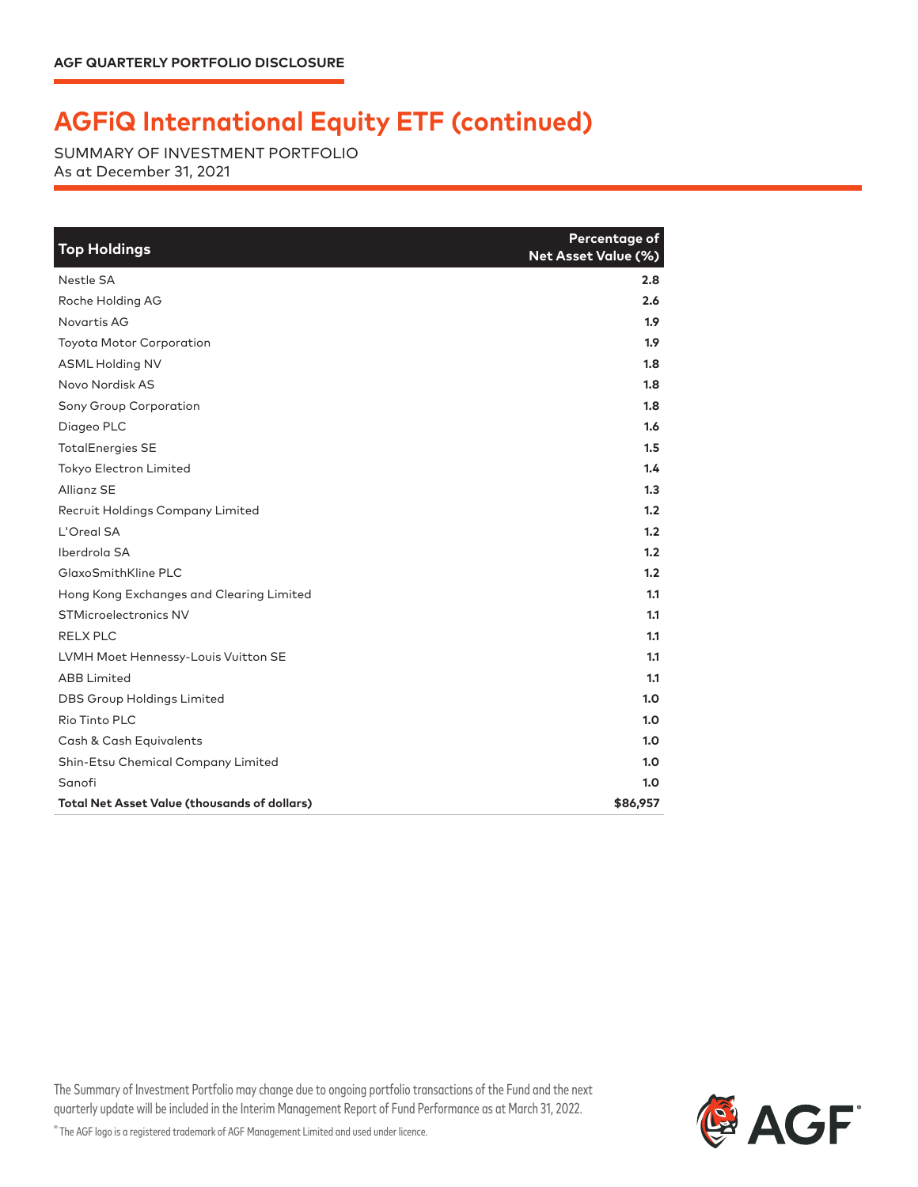AGF QUARTERLY PORTFOLIO DISCLOSURE

# AGFiQ International Equity ETF (continued)

SUMMARY OF INVESTMENT PORTFOLIO
As at December 31, 2021

| Top Holdings | Percentage of Net Asset Value (%) |
|---|---|
| Nestle SA | **2.8** |
| Roche Holding AG | **2.6** |
| Novartis AG | **1.9** |
| Toyota Motor Corporation | **1.9** |
| ASML Holding NV | **1.8** |
| Novo Nordisk AS | **1.8** |
| Sony Group Corporation | **1.8** |
| Diageo PLC | **1.6** |
| TotalEnergies SE | **1.5** |
| Tokyo Electron Limited | **1.4** |
| Allianz SE | **1.3** |
| Recruit Holdings Company Limited | **1.2** |
| L'Oreal SA | **1.2** |
| Iberdrola SA | **1.2** |
| GlaxoSmithKline PLC | **1.2** |
| Hong Kong Exchanges and Clearing Limited | **1.1** |
| STMicroelectronics NV | **1.1** |
| RELX PLC | **1.1** |
| LVMH Moet Hennessy-Louis Vuitton SE | **1.1** |
| ABB Limited | **1.1** |
| DBS Group Holdings Limited | **1.0** |
| Rio Tinto PLC | **1.0** |
| Cash & Cash Equivalents | **1.0** |
| Shin-Etsu Chemical Company Limited | **1.0** |
| Sanofi | **1.0** |
| **Total Net Asset Value (thousands of dollars)** | **$86,957** |

The Summary of Investment Portfolio may change due to ongoing portfolio transactions of the Fund and the next quarterly update will be included in the Interim Management Report of Fund Performance as at March 31, 2022.

® The AGF logo is a registered trademark of AGF Management Limited and used under licence.

AGF®